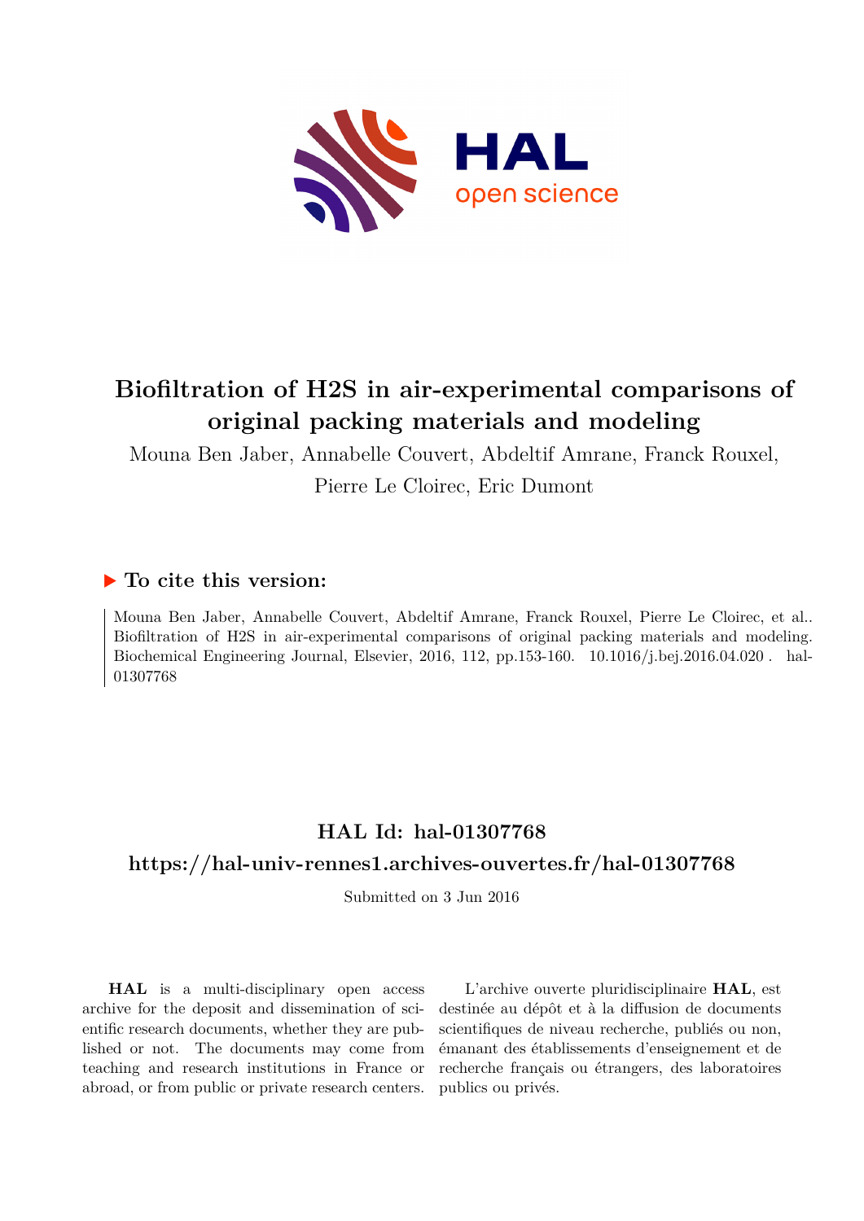# Biofiltration of H2S in air-experimental comparisons of original packing materials and modeling

Mouna Ben Jaber, Annabelle Couvert, Abdeltif Amrane, Franck Rouxel, Pierre Le Cloirec, Eric Dumont

## ▶ To cite this version:

Mouna Ben Jaber, Annabelle Couvert, Abdeltif Amrane, Franck Rouxel, Pierre Le Cloirec, et al.. Biofiltration of H2S in air-experimental comparisons of original packing materials and modeling. Biochemical Engineering Journal, Elsevier, 2016, 112, pp.153-160. 10.1016/j.bej.2016.04.020 . hal-01307768

## HAL Id: hal-01307768

## https://hal-univ-rennes1.archives-ouvertes.fr/hal-01307768

Submitted on 3 Jun 2016

**HAL** is a multi-disciplinary open access archive for the deposit and dissemination of scientific research documents, whether they are published or not. The documents may come from teaching and research institutions in France or abroad, or from public or private research centers.

L'archive ouverte pluridisciplinaire **HAL**, est destinée au dépôt et à la diffusion de documents scientifiques de niveau recherche, publiés ou non, émanant des établissements d'enseignement et de recherche français ou étrangers, des laboratoires publics ou privés.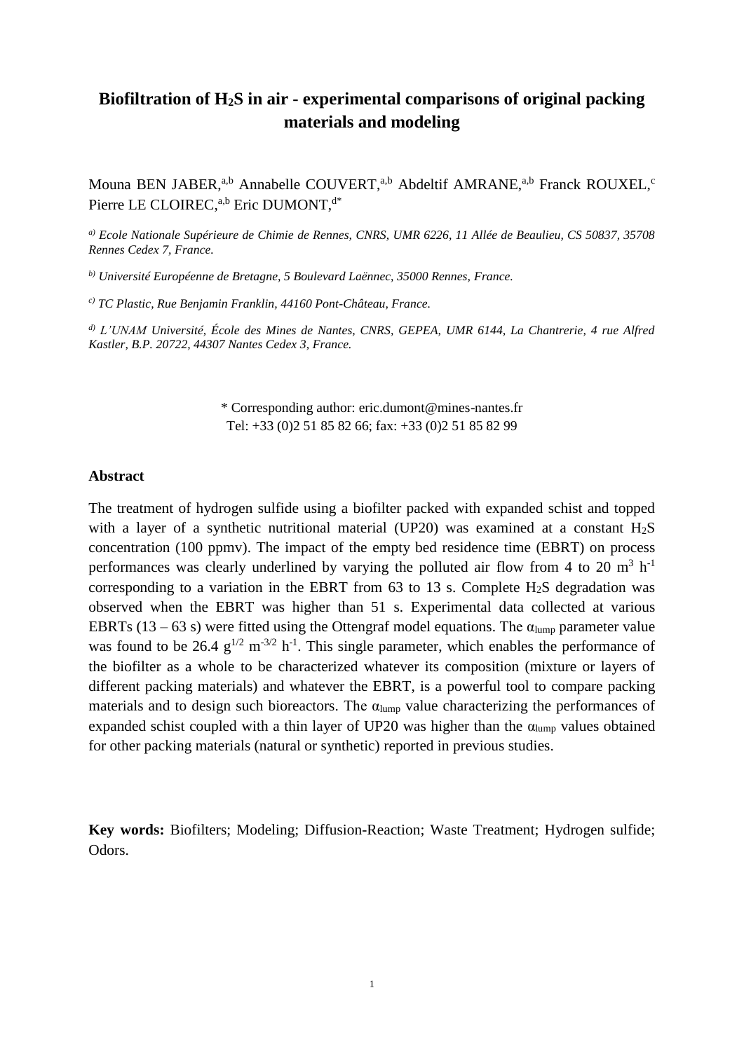# Biofiltration of $H_2S$ in air - experimental comparisons of original packing materials and modeling

Mouna BEN JABER,[a,b] Annabelle COUVERT,[a,b] Abdeltif AMRANE,[a,b] Franck ROUXEL,[c] Pierre LE CLOIREC,[a,b] Eric DUMONT,[d*]

*a) Ecole Nationale Supérieure de Chimie de Rennes, CNRS, UMR 6226, 11 Allée de Beaulieu, CS 50837, 35708 Rennes Cedex 7, France.*

*b) Université Européenne de Bretagne, 5 Boulevard Laënnec, 35000 Rennes, France.*

*c) TC Plastic, Rue Benjamin Franklin, 44160 Pont-Château, France.*

*d) L'UNAM Université, École des Mines de Nantes, CNRS, GEPEA, UMR 6144, La Chantrerie, 4 rue Alfred Kastler, B.P. 20722, 44307 Nantes Cedex 3, France.*

\* Corresponding author: eric.dumont@mines-nantes.fr
Tel: +33 (0)2 51 85 82 66; fax: +33 (0)2 51 85 82 99

## Abstract

The treatment of hydrogen sulfide using a biofilter packed with expanded schist and topped with a layer of a synthetic nutritional material (UP20) was examined at a constant $H_2S$ concentration (100 ppmv). The impact of the empty bed residence time (EBRT) on process performances was clearly underlined by varying the polluted air flow from 4 to 20 $m^3$ $h^{-1}$ corresponding to a variation in the EBRT from 63 to 13 s. Complete $H_2S$ degradation was observed when the EBRT was higher than 51 s. Experimental data collected at various EBRTs (13 – 63 s) were fitted using the Ottengraf model equations. The $\alpha_{lump}$ parameter value was found to be 26.4 $g^{1/2}$ $m^{-3/2}$ $h^{-1}$. This single parameter, which enables the performance of the biofilter as a whole to be characterized whatever its composition (mixture or layers of different packing materials) and whatever the EBRT, is a powerful tool to compare packing materials and to design such bioreactors. The $\alpha_{lump}$ value characterizing the performances of expanded schist coupled with a thin layer of UP20 was higher than the $\alpha_{lump}$ values obtained for other packing materials (natural or synthetic) reported in previous studies.

**Key words:** Biofilters; Modeling; Diffusion-Reaction; Waste Treatment; Hydrogen sulfide; Odors.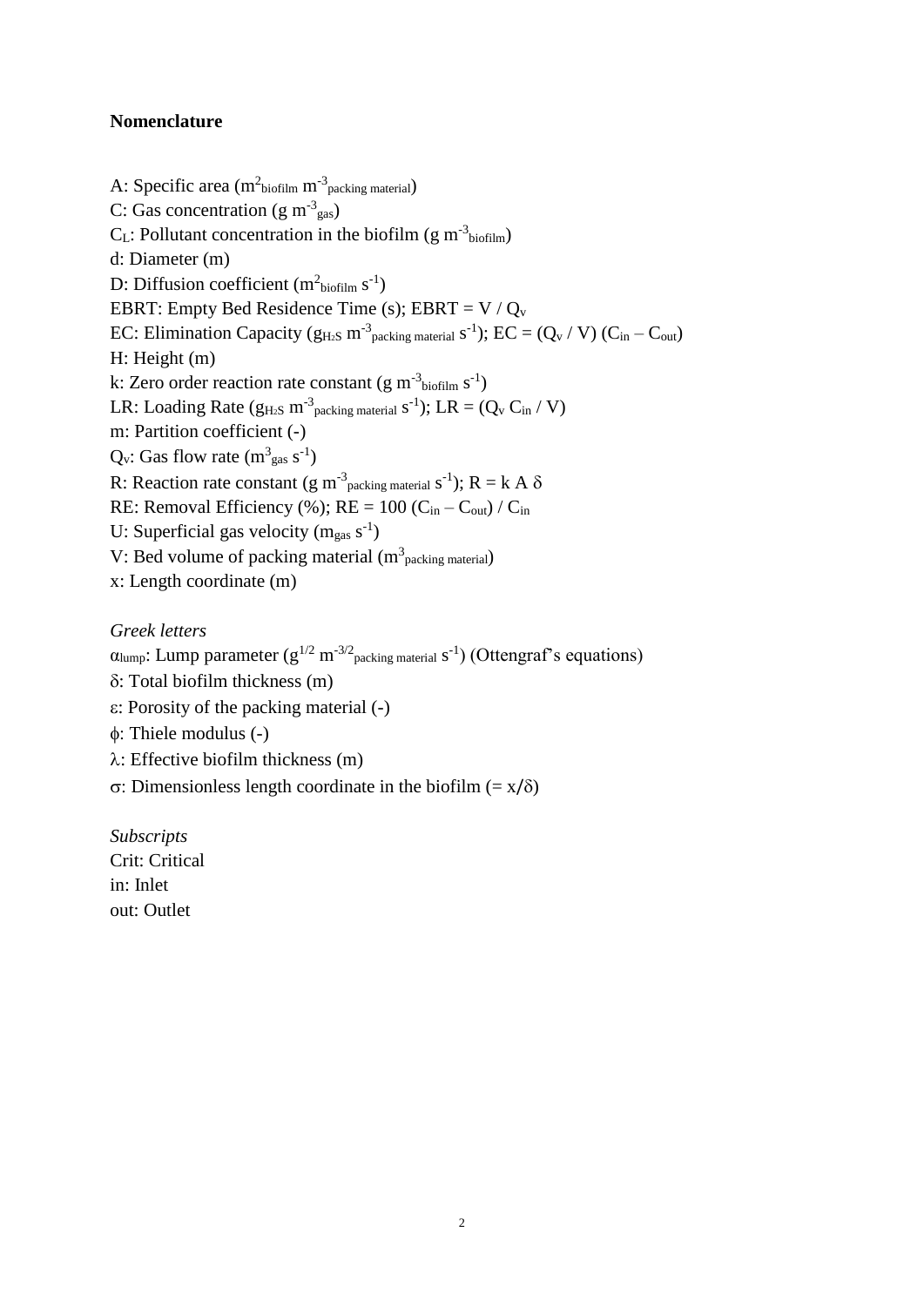**Nomenclature**

A: Specific area ($m^2_{biofilm}$ $m^{-3}_{packing\ material}$)
C: Gas concentration (g $m^{-3}_{gas}$)
$C_L$: Pollutant concentration in the biofilm (g $m^{-3}_{biofilm}$)
d: Diameter (m)
D: Diffusion coefficient ($m^2_{biofilm}$ $s^{-1}$)
EBRT: Empty Bed Residence Time (s); EBRT = V / $Q_v$
EC: Elimination Capacity ($g_{H_2S}$ $m^{-3}_{packing\ material}$ $s^{-1}$); EC = ($Q_v$ / V) ($C_{in}$ – $C_{out}$)
H: Height (m)
k: Zero order reaction rate constant (g $m^{-3}_{biofilm}$ $s^{-1}$)
LR: Loading Rate ($g_{H_2S}$ $m^{-3}_{packing\ material}$ $s^{-1}$); LR = ($Q_v$ $C_{in}$ / V)
m: Partition coefficient (-)
$Q_v$: Gas flow rate ($m^3_{gas}$ $s^{-1}$)
R: Reaction rate constant (g $m^{-3}_{packing\ material}$ $s^{-1}$); R = k A $\delta$
RE: Removal Efficiency (%); RE = 100 ($C_{in}$ – $C_{out}$) / $C_{in}$
U: Superficial gas velocity ($m_{gas}$ $s^{-1}$)
V: Bed volume of packing material ($m^3_{packing\ material}$)
x: Length coordinate (m)

*Greek letters*
$\alpha_{lump}$: Lump parameter ($g^{1/2}$ $m^{-3/2}_{packing\ material}$ $s^{-1}$) (Ottengraf's equations)
$\delta$: Total biofilm thickness (m)
$\varepsilon$: Porosity of the packing material (-)
$\phi$: Thiele modulus (-)
$\lambda$: Effective biofilm thickness (m)
$\sigma$: Dimensionless length coordinate in the biofilm (= $x/\delta$)

*Subscripts*
Crit: Critical
in: Inlet
out: Outlet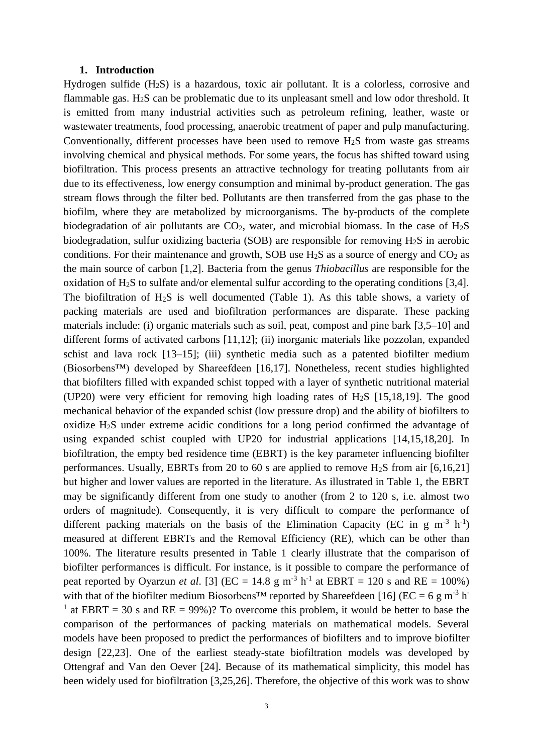## 1. Introduction

Hydrogen sulfide ($H_2S$) is a hazardous, toxic air pollutant. It is a colorless, corrosive and flammable gas. $H_2S$ can be problematic due to its unpleasant smell and low odor threshold. It is emitted from many industrial activities such as petroleum refining, leather, waste or wastewater treatments, food processing, anaerobic treatment of paper and pulp manufacturing. Conventionally, different processes have been used to remove $H_2S$ from waste gas streams involving chemical and physical methods. For some years, the focus has shifted toward using biofiltration. This process presents an attractive technology for treating pollutants from air due to its effectiveness, low energy consumption and minimal by-product generation. The gas stream flows through the filter bed. Pollutants are then transferred from the gas phase to the biofilm, where they are metabolized by microorganisms. The by-products of the complete biodegradation of air pollutants are $CO_2$, water, and microbial biomass. In the case of $H_2S$ biodegradation, sulfur oxidizing bacteria (SOB) are responsible for removing $H_2S$ in aerobic conditions. For their maintenance and growth, SOB use $H_2S$ as a source of energy and $CO_2$ as the main source of carbon [1,2]. Bacteria from the genus *Thiobacillus* are responsible for the oxidation of $H_2S$ to sulfate and/or elemental sulfur according to the operating conditions [3,4]. The biofiltration of $H_2S$ is well documented (Table 1). As this table shows, a variety of packing materials are used and biofiltration performances are disparate. These packing materials include: (i) organic materials such as soil, peat, compost and pine bark [3,5–10] and different forms of activated carbons [11,12]; (ii) inorganic materials like pozzolan, expanded schist and lava rock [13–15]; (iii) synthetic media such as a patented biofilter medium (Biosorbens™) developed by Shareefdeen [16,17]. Nonetheless, recent studies highlighted that biofilters filled with expanded schist topped with a layer of synthetic nutritional material (UP20) were very efficient for removing high loading rates of $H_2S$ [15,18,19]. The good mechanical behavior of the expanded schist (low pressure drop) and the ability of biofilters to oxidize $H_2S$ under extreme acidic conditions for a long period confirmed the advantage of using expanded schist coupled with UP20 for industrial applications [14,15,18,20]. In biofiltration, the empty bed residence time (EBRT) is the key parameter influencing biofilter performances. Usually, EBRTs from 20 to 60 s are applied to remove $H_2S$ from air [6,16,21] but higher and lower values are reported in the literature. As illustrated in Table 1, the EBRT may be significantly different from one study to another (from 2 to 120 s, i.e. almost two orders of magnitude). Consequently, it is very difficult to compare the performance of different packing materials on the basis of the Elimination Capacity (EC in g $m^{-3}$ $h^{-1}$) measured at different EBRTs and the Removal Efficiency (RE), which can be other than 100%. The literature results presented in Table 1 clearly illustrate that the comparison of biofilter performances is difficult. For instance, is it possible to compare the performance of peat reported by Oyarzun *et al*. [3] (EC = 14.8 g $m^{-3}$ $h^{-1}$ at EBRT = 120 s and RE = 100%) with that of the biofilter medium Biosorbens™ reported by Shareefdeen [16] (EC = 6 g $m^{-3}$ $h^{-1}$ at EBRT = 30 s and RE = 99%)? To overcome this problem, it would be better to base the comparison of the performances of packing materials on mathematical models. Several models have been proposed to predict the performances of biofilters and to improve biofilter design [22,23]. One of the earliest steady-state biofiltration models was developed by Ottengraf and Van den Oever [24]. Because of its mathematical simplicity, this model has been widely used for biofiltration [3,25,26]. Therefore, the objective of this work was to show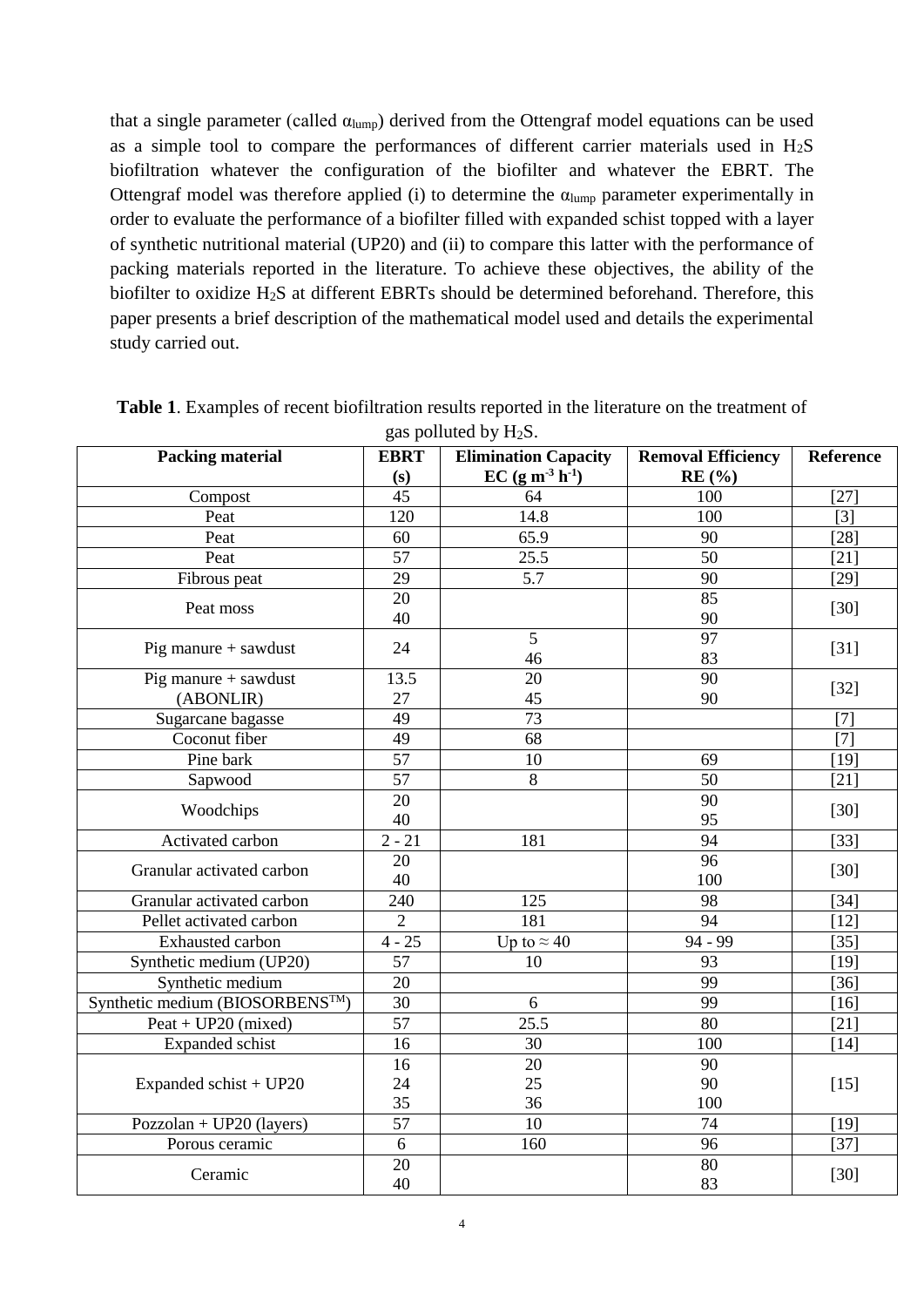that a single parameter (called $\alpha_{lump}$) derived from the Ottengraf model equations can be used as a simple tool to compare the performances of different carrier materials used in $H_2S$ biofiltration whatever the configuration of the biofilter and whatever the EBRT. The Ottengraf model was therefore applied (i) to determine the $\alpha_{lump}$ parameter experimentally in order to evaluate the performance of a biofilter filled with expanded schist topped with a layer of synthetic nutritional material (UP20) and (ii) to compare this latter with the performance of packing materials reported in the literature. To achieve these objectives, the ability of the biofilter to oxidize $H_2S$ at different EBRTs should be determined beforehand. Therefore, this paper presents a brief description of the mathematical model used and details the experimental study carried out.

**Table 1**. Examples of recent biofiltration results reported in the literature on the treatment of gas polluted by $H_2S$.

| Packing material | EBRT (s) | Elimination Capacity EC (g m$^{-3}$ h$^{-1}$) | Removal Efficiency RE (%) | Reference |
|---|---|---|---|---|
| Compost | 45 | 64 | 100 | [27] |
| Peat | 120 | 14.8 | 100 | [3] |
| Peat | 60 | 65.9 | 90 | [28] |
| Peat | 57 | 25.5 | 50 | [21] |
| Fibrous peat | 29 | 5.7 | 90 | [29] |
| Peat moss | 20<br>40 | | 85<br>90 | [30] |
| Pig manure + sawdust | 24 | 5<br>46 | 97<br>83 | [31] |
| Pig manure + sawdust (ABONLIR) | 13.5<br>27 | 20<br>45 | 90<br>90 | [32] |
| Sugarcane bagasse | 49 | 73 | | [7] |
| Coconut fiber | 49 | 68 | | [7] |
| Pine bark | 57 | 10 | 69 | [19] |
| Sapwood | 57 | 8 | 50 | [21] |
| Woodchips | 20<br>40 | | 90<br>95 | [30] |
| Activated carbon | 2 - 21 | 181 | 94 | [33] |
| Granular activated carbon | 20<br>40 | | 96<br>100 | [30] |
| Granular activated carbon | 240 | 125 | 98 | [34] |
| Pellet activated carbon | 2 | 181 | 94 | [12] |
| Exhausted carbon | 4 - 25 | Up to ≈ 40 | 94 - 99 | [35] |
| Synthetic medium (UP20) | 57 | 10 | 93 | [19] |
| Synthetic medium | 20 | | 99 | [36] |
| Synthetic medium (BIOSORBENS™) | 30 | 6 | 99 | [16] |
| Peat + UP20 (mixed) | 57 | 25.5 | 80 | [21] |
| Expanded schist | 16 | 30 | 100 | [14] |
| Expanded schist + UP20 | 16<br>24<br>35 | 20<br>25<br>36 | 90<br>90<br>100 | [15] |
| Pozzolan + UP20 (layers) | 57 | 10 | 74 | [19] |
| Porous ceramic | 6 | 160 | 96 | [37] |
| Ceramic | 20<br>40 | | 80<br>83 | [30] |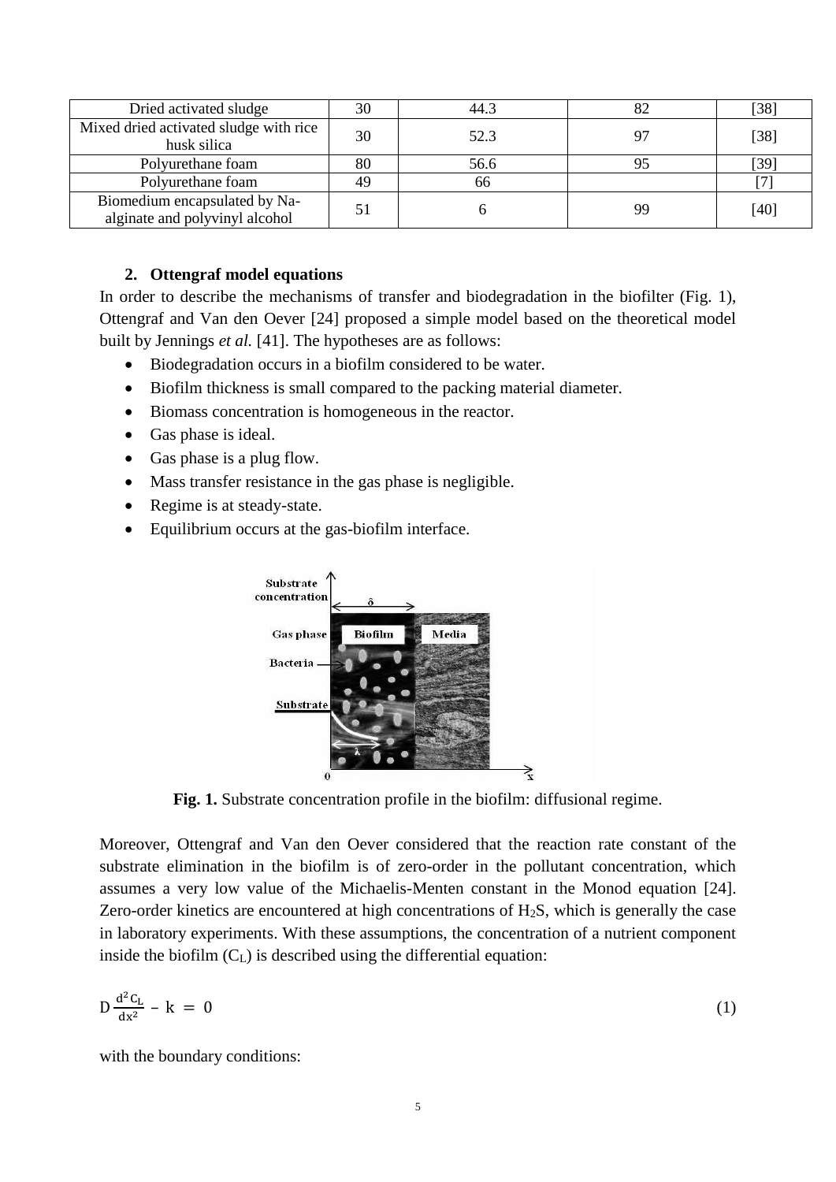| Dried activated sludge | 30 | 44.3 | 82 | [38] |
|---|---|---|---|---|
| Mixed dried activated sludge with rice husk silica | 30 | 52.3 | 97 | [38] |
| Polyurethane foam | 80 | 56.6 | 95 | [39] |
| Polyurethane foam | 49 | 66 | | [7] |
| Biomedium encapsulated by Na-alginate and polyvinyl alcohol | 51 | 6 | 99 | [40] |

## 2. Ottengraf model equations

In order to describe the mechanisms of transfer and biodegradation in the biofilter (Fig. 1), Ottengraf and Van den Oever [24] proposed a simple model based on the theoretical model built by Jennings *et al.* [41]. The hypotheses are as follows:

- Biodegradation occurs in a biofilm considered to be water.
- Biofilm thickness is small compared to the packing material diameter.
- Biomass concentration is homogeneous in the reactor.
- Gas phase is ideal.
- Gas phase is a plug flow.
- Mass transfer resistance in the gas phase is negligible.
- Regime is at steady-state.
- Equilibrium occurs at the gas-biofilm interface.

**Fig. 1.** Substrate concentration profile in the biofilm: diffusional regime.

Moreover, Ottengraf and Van den Oever considered that the reaction rate constant of the substrate elimination in the biofilm is of zero-order in the pollutant concentration, which assumes a very low value of the Michaelis-Menten constant in the Monod equation [24]. Zero-order kinetics are encountered at high concentrations of $H_2S$, which is generally the case in laboratory experiments. With these assumptions, the concentration of a nutrient component inside the biofilm ($C_L$) is described using the differential equation:

$$D \frac{d^2 C_L}{dx^2} - k = 0 \tag{1}$$

with the boundary conditions: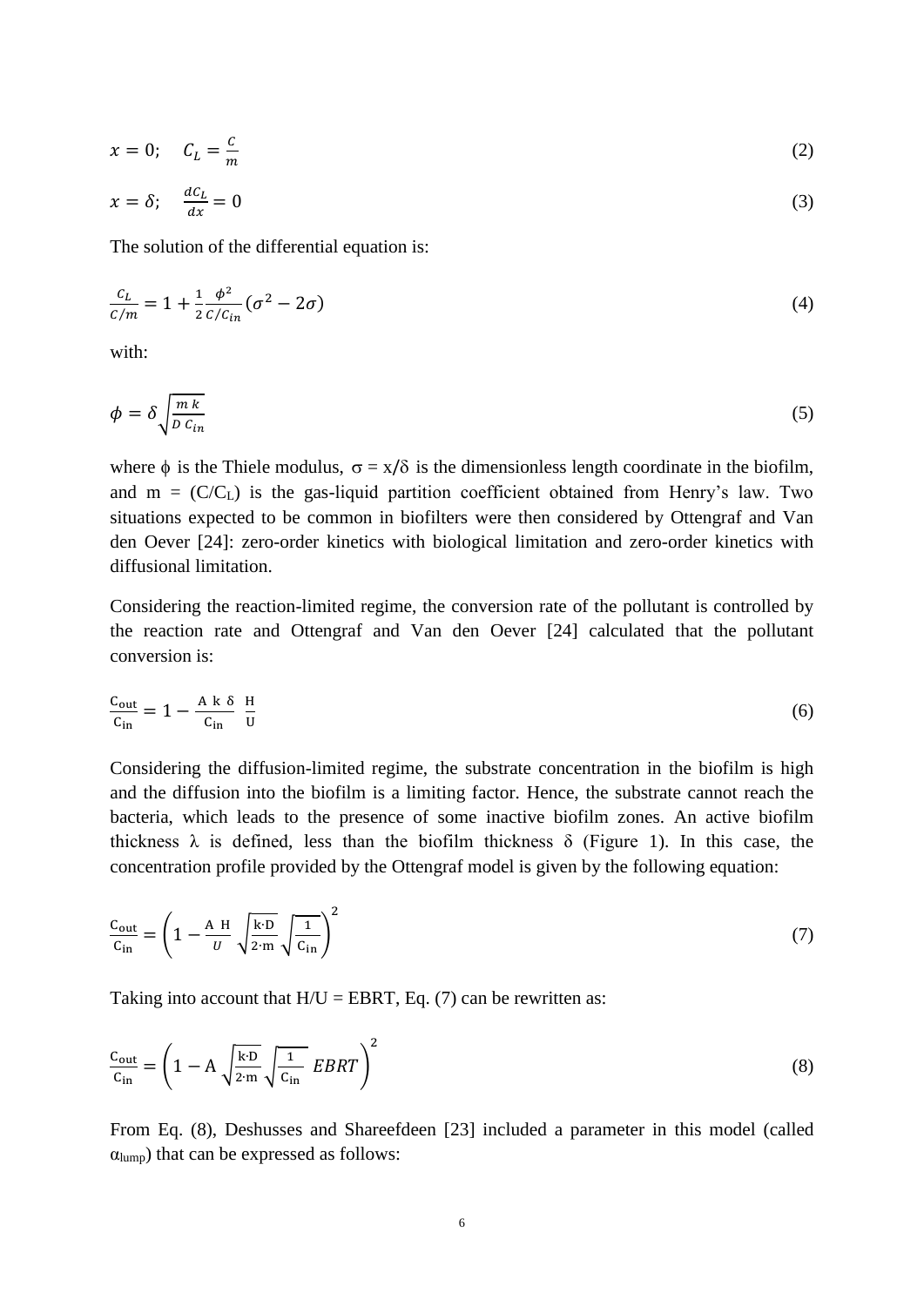$$x = 0; \quad C_L = \frac{C}{m} \tag{2}$$

$$x = \delta; \quad \frac{dC_L}{dx} = 0 \tag{3}$$

The solution of the differential equation is:

$$\frac{C_L}{C/m} = 1 + \frac{1}{2}\frac{\phi^2}{C/C_{in}}(\sigma^2 - 2\sigma) \tag{4}$$

with:

$$\phi = \delta\sqrt{\frac{m\,k}{D\,C_{in}}} \tag{5}$$

where $\phi$ is the Thiele modulus, $\sigma = x/\delta$ is the dimensionless length coordinate in the biofilm, and $m = (C/C_L)$ is the gas-liquid partition coefficient obtained from Henry's law. Two situations expected to be common in biofilters were then considered by Ottengraf and Van den Oever [24]: zero-order kinetics with biological limitation and zero-order kinetics with diffusional limitation.

Considering the reaction-limited regime, the conversion rate of the pollutant is controlled by the reaction rate and Ottengraf and Van den Oever [24] calculated that the pollutant conversion is:

$$\frac{C_{out}}{C_{in}} = 1 - \frac{A\ k\ \delta}{C_{in}}\ \frac{H}{U} \tag{6}$$

Considering the diffusion-limited regime, the substrate concentration in the biofilm is high and the diffusion into the biofilm is a limiting factor. Hence, the substrate cannot reach the bacteria, which leads to the presence of some inactive biofilm zones. An active biofilm thickness $\lambda$ is defined, less than the biofilm thickness $\delta$ (Figure 1). In this case, the concentration profile provided by the Ottengraf model is given by the following equation:

$$\frac{C_{out}}{C_{in}} = \left(1 - \frac{A\ H}{U}\sqrt{\frac{k \cdot D}{2 \cdot m}}\sqrt{\frac{1}{C_{in}}}\right)^2 \tag{7}$$

Taking into account that $H/U = EBRT$, Eq. (7) can be rewritten as:

$$\frac{C_{out}}{C_{in}} = \left(1 - A\sqrt{\frac{k \cdot D}{2 \cdot m}}\sqrt{\frac{1}{C_{in}}}\ EBRT\right)^2 \tag{8}$$

From Eq. (8), Deshusses and Shareefdeen [23] included a parameter in this model (called $\alpha_{lump}$) that can be expressed as follows: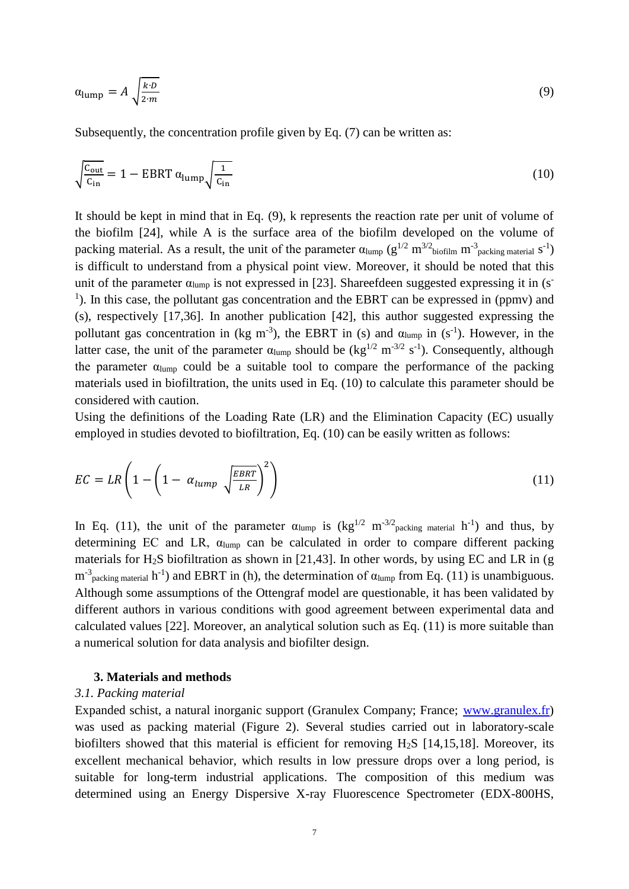$$\alpha_{\text{lump}} = A \sqrt{\frac{k \cdot D}{2 \cdot m}} \tag{9}$$

Subsequently, the concentration profile given by Eq. (7) can be written as:

$$\sqrt{\frac{C_{\text{out}}}{C_{\text{in}}}} = 1 - \text{EBRT}\ \alpha_{\text{lump}} \sqrt{\frac{1}{C_{\text{in}}}} \tag{10}$$

It should be kept in mind that in Eq. (9), k represents the reaction rate per unit of volume of the biofilm [24], while A is the surface area of the biofilm developed on the volume of packing material. As a result, the unit of the parameter $\alpha_{\text{lump}}$ ($g^{1/2}\ m^{3/2}_{\text{biofilm}}\ m^{-3}_{\text{packing material}}\ s^{-1}$) is difficult to understand from a physical point view. Moreover, it should be noted that this unit of the parameter $\alpha_{\text{lump}}$ is not expressed in [23]. Shareefdeen suggested expressing it in ($s^{-1}$). In this case, the pollutant gas concentration and the EBRT can be expressed in (ppmv) and (s), respectively [17,36]. In another publication [42], this author suggested expressing the pollutant gas concentration in ($kg\ m^{-3}$), the EBRT in (s) and $\alpha_{\text{lump}}$ in ($s^{-1}$). However, in the latter case, the unit of the parameter $\alpha_{\text{lump}}$ should be ($kg^{1/2}\ m^{-3/2}\ s^{-1}$). Consequently, although the parameter $\alpha_{\text{lump}}$ could be a suitable tool to compare the performance of the packing materials used in biofiltration, the units used in Eq. (10) to calculate this parameter should be considered with caution.

Using the definitions of the Loading Rate (LR) and the Elimination Capacity (EC) usually employed in studies devoted to biofiltration, Eq. (10) can be easily written as follows:

$$EC = LR\left(1 - \left(1 - \alpha_{lump}\sqrt{\frac{EBRT}{LR}}\right)^2\right) \tag{11}$$

In Eq. (11), the unit of the parameter $\alpha_{\text{lump}}$ is ($kg^{1/2}\ m^{-3/2}_{\text{packing material}}\ h^{-1}$) and thus, by determining EC and LR, $\alpha_{\text{lump}}$ can be calculated in order to compare different packing materials for $H_2S$ biofiltration as shown in [21,43]. In other words, by using EC and LR in ($g\ m^{-3}_{\text{packing material}}\ h^{-1}$) and EBRT in (h), the determination of $\alpha_{\text{lump}}$ from Eq. (11) is unambiguous. Although some assumptions of the Ottengraf model are questionable, it has been validated by different authors in various conditions with good agreement between experimental data and calculated values [22]. Moreover, an analytical solution such as Eq. (11) is more suitable than a numerical solution for data analysis and biofilter design.

## 3. Materials and methods

### *3.1. Packing material*

Expanded schist, a natural inorganic support (Granulex Company; France; www.granulex.fr) was used as packing material (Figure 2). Several studies carried out in laboratory-scale biofilters showed that this material is efficient for removing $H_2S$ [14,15,18]. Moreover, its excellent mechanical behavior, which results in low pressure drops over a long period, is suitable for long-term industrial applications. The composition of this medium was determined using an Energy Dispersive X-ray Fluorescence Spectrometer (EDX-800HS,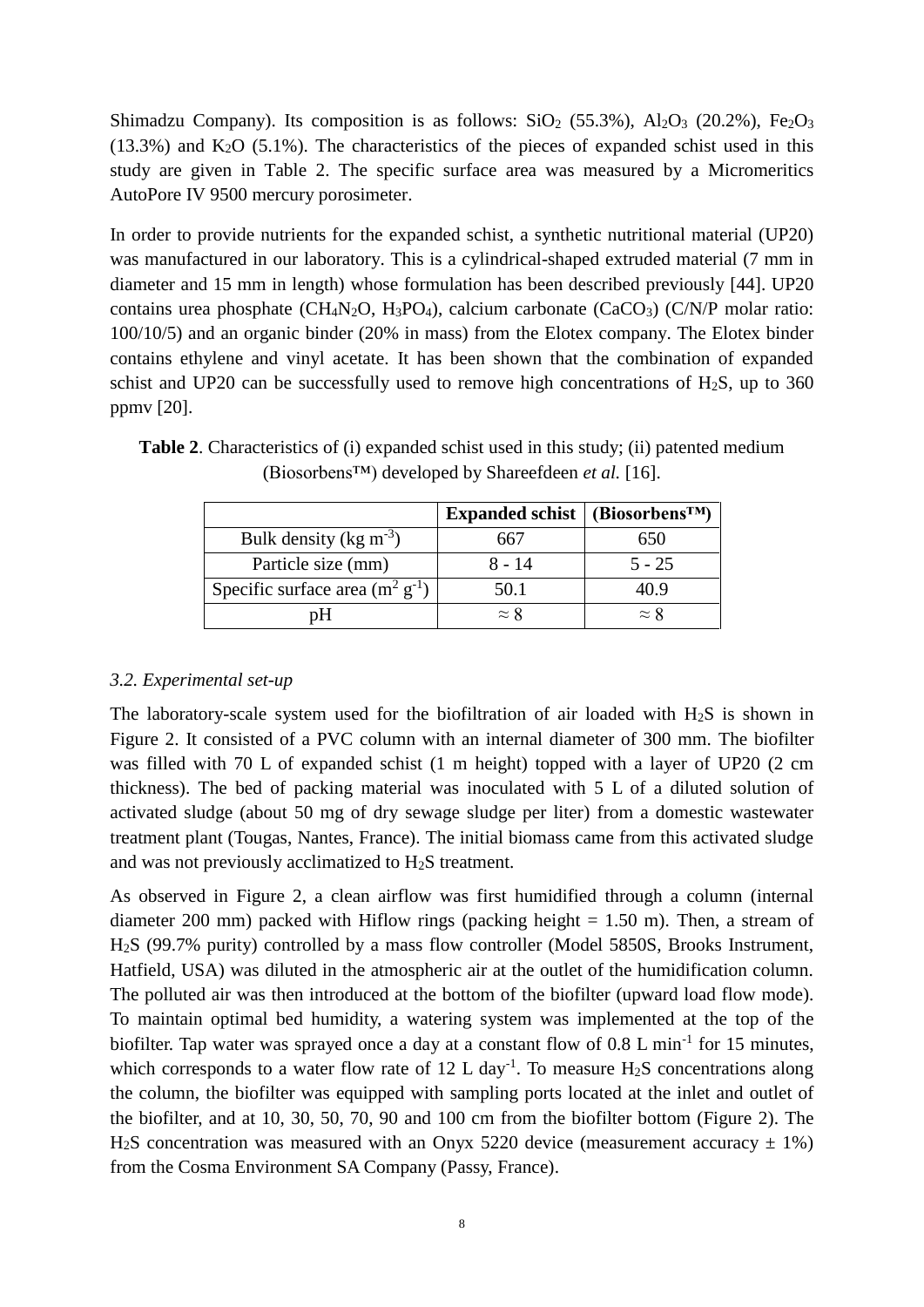Shimadzu Company). Its composition is as follows: $SiO_2$ (55.3%), $Al_2O_3$ (20.2%), $Fe_2O_3$ (13.3%) and $K_2O$ (5.1%). The characteristics of the pieces of expanded schist used in this study are given in Table 2. The specific surface area was measured by a Micromeritics AutoPore IV 9500 mercury porosimeter.

In order to provide nutrients for the expanded schist, a synthetic nutritional material (UP20) was manufactured in our laboratory. This is a cylindrical-shaped extruded material (7 mm in diameter and 15 mm in length) whose formulation has been described previously [44]. UP20 contains urea phosphate ($CH_4N_2O$, $H_3PO_4$), calcium carbonate ($CaCO_3$) (C/N/P molar ratio: 100/10/5) and an organic binder (20% in mass) from the Elotex company. The Elotex binder contains ethylene and vinyl acetate. It has been shown that the combination of expanded schist and UP20 can be successfully used to remove high concentrations of $H_2S$, up to 360 ppmv [20].

**Table 2**. Characteristics of (i) expanded schist used in this study; (ii) patented medium (Biosorbens™) developed by Shareefdeen *et al.* [16].

| | **Expanded schist** | **(Biosorbens™)** |
|---|---|---|
| Bulk density (kg $m^{-3}$) | 667 | 650 |
| Particle size (mm) | 8 - 14 | 5 - 25 |
| Specific surface area ($m^2$ $g^{-1}$) | 50.1 | 40.9 |
| pH | ≈ 8 | ≈ 8 |

### *3.2. Experimental set-up*

The laboratory-scale system used for the biofiltration of air loaded with $H_2S$ is shown in Figure 2. It consisted of a PVC column with an internal diameter of 300 mm. The biofilter was filled with 70 L of expanded schist (1 m height) topped with a layer of UP20 (2 cm thickness). The bed of packing material was inoculated with 5 L of a diluted solution of activated sludge (about 50 mg of dry sewage sludge per liter) from a domestic wastewater treatment plant (Tougas, Nantes, France). The initial biomass came from this activated sludge and was not previously acclimatized to $H_2S$ treatment.

As observed in Figure 2, a clean airflow was first humidified through a column (internal diameter 200 mm) packed with Hiflow rings (packing height = 1.50 m). Then, a stream of $H_2S$ (99.7% purity) controlled by a mass flow controller (Model 5850S, Brooks Instrument, Hatfield, USA) was diluted in the atmospheric air at the outlet of the humidification column. The polluted air was then introduced at the bottom of the biofilter (upward load flow mode). To maintain optimal bed humidity, a watering system was implemented at the top of the biofilter. Tap water was sprayed once a day at a constant flow of 0.8 L $min^{-1}$ for 15 minutes, which corresponds to a water flow rate of 12 L $day^{-1}$. To measure $H_2S$ concentrations along the column, the biofilter was equipped with sampling ports located at the inlet and outlet of the biofilter, and at 10, 30, 50, 70, 90 and 100 cm from the biofilter bottom (Figure 2). The $H_2S$ concentration was measured with an Onyx 5220 device (measurement accuracy ± 1%) from the Cosma Environment SA Company (Passy, France).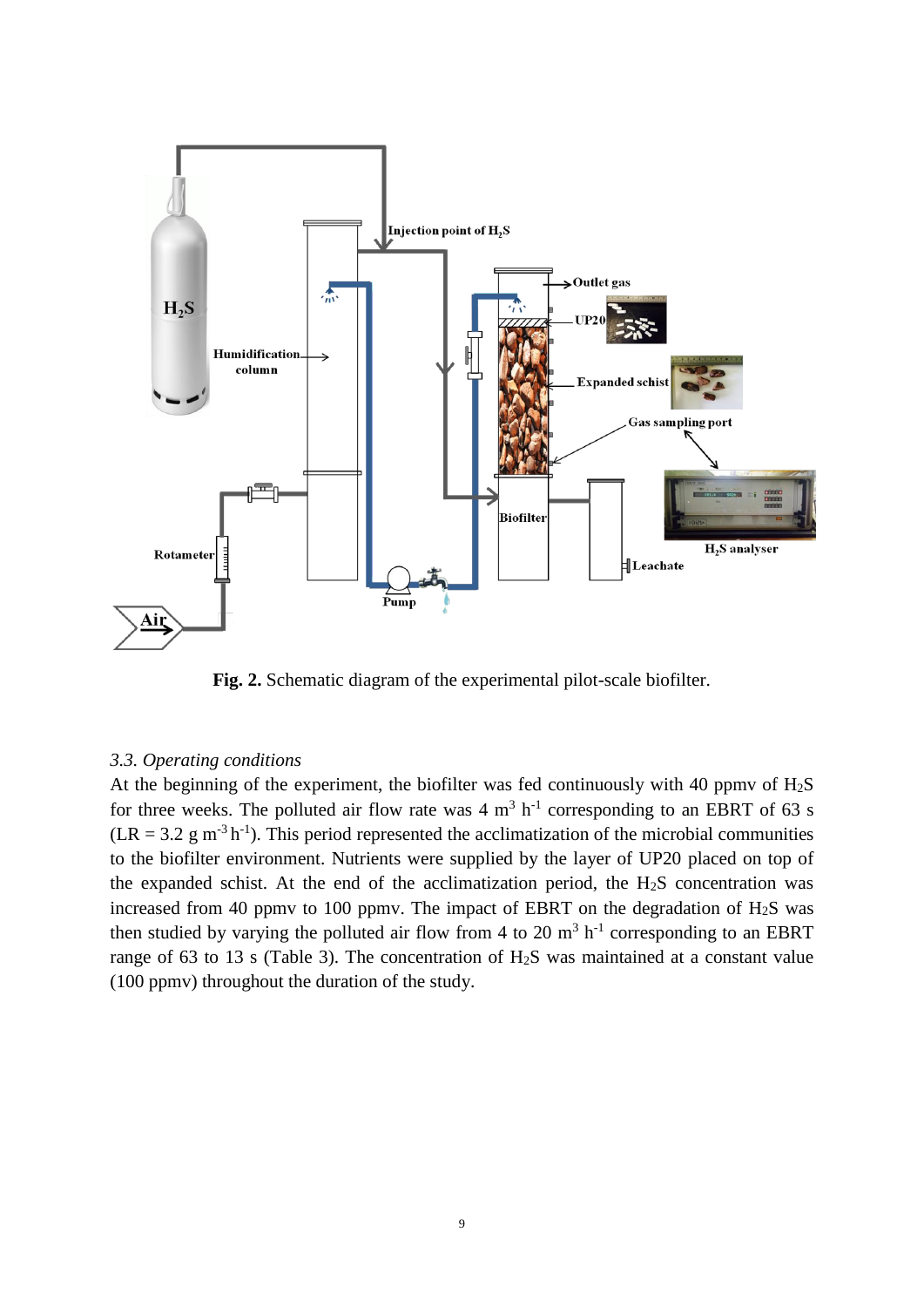**Fig. 2.** Schematic diagram of the experimental pilot-scale biofilter.

*3.3. Operating conditions*

At the beginning of the experiment, the biofilter was fed continuously with 40 ppmv of $H_2S$ for three weeks. The polluted air flow rate was 4 $m^3$ $h^{-1}$ corresponding to an EBRT of 63 s (LR = 3.2 g $m^{-3}$ $h^{-1}$). This period represented the acclimatization of the microbial communities to the biofilter environment. Nutrients were supplied by the layer of UP20 placed on top of the expanded schist. At the end of the acclimatization period, the $H_2S$ concentration was increased from 40 ppmv to 100 ppmv. The impact of EBRT on the degradation of $H_2S$ was then studied by varying the polluted air flow from 4 to 20 $m^3$ $h^{-1}$ corresponding to an EBRT range of 63 to 13 s (Table 3). The concentration of $H_2S$ was maintained at a constant value (100 ppmv) throughout the duration of the study.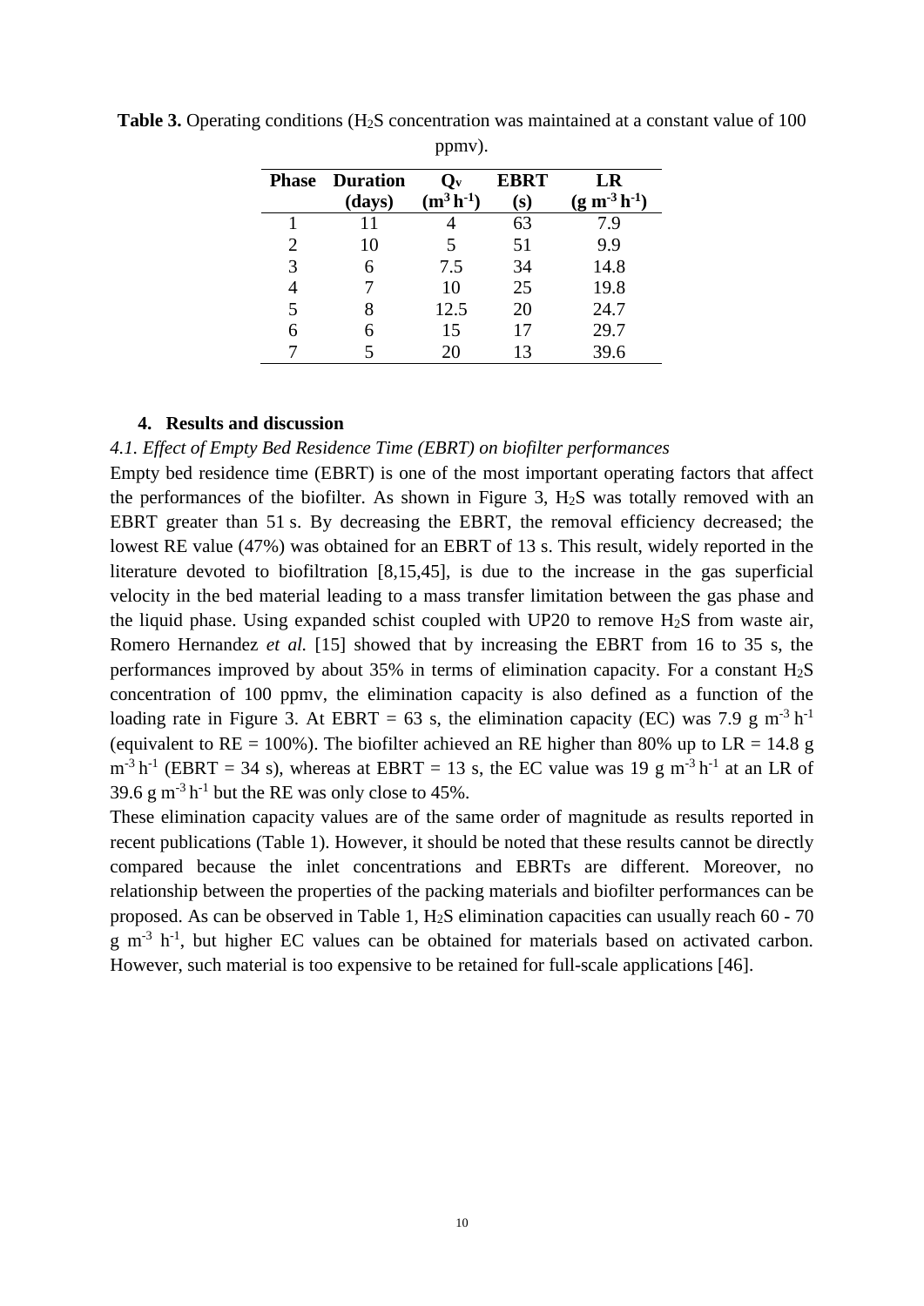**Table 3.** Operating conditions ($H_2S$ concentration was maintained at a constant value of 100 ppmv).

| Phase | Duration (days) | $Q_v$ ($m^3\,h^{-1}$) | EBRT (s) | LR ($g\,m^{-3}\,h^{-1}$) |
|---|---|---|---|---|
| 1 | 11 | 4 | 63 | 7.9 |
| 2 | 10 | 5 | 51 | 9.9 |
| 3 | 6 | 7.5 | 34 | 14.8 |
| 4 | 7 | 10 | 25 | 19.8 |
| 5 | 8 | 12.5 | 20 | 24.7 |
| 6 | 6 | 15 | 17 | 29.7 |
| 7 | 5 | 20 | 13 | 39.6 |

## 4. Results and discussion

### *4.1. Effect of Empty Bed Residence Time (EBRT) on biofilter performances*

Empty bed residence time (EBRT) is one of the most important operating factors that affect the performances of the biofilter. As shown in Figure 3, $H_2S$ was totally removed with an EBRT greater than 51 s. By decreasing the EBRT, the removal efficiency decreased; the lowest RE value (47%) was obtained for an EBRT of 13 s. This result, widely reported in the literature devoted to biofiltration [8,15,45], is due to the increase in the gas superficial velocity in the bed material leading to a mass transfer limitation between the gas phase and the liquid phase. Using expanded schist coupled with UP20 to remove $H_2S$ from waste air, Romero Hernandez *et al.* [15] showed that by increasing the EBRT from 16 to 35 s, the performances improved by about 35% in terms of elimination capacity. For a constant $H_2S$ concentration of 100 ppmv, the elimination capacity is also defined as a function of the loading rate in Figure 3. At EBRT = 63 s, the elimination capacity (EC) was 7.9 $g\,m^{-3}\,h^{-1}$ (equivalent to RE = 100%). The biofilter achieved an RE higher than 80% up to LR = 14.8 $g\,m^{-3}\,h^{-1}$ (EBRT = 34 s), whereas at EBRT = 13 s, the EC value was 19 $g\,m^{-3}\,h^{-1}$ at an LR of 39.6 $g\,m^{-3}\,h^{-1}$ but the RE was only close to 45%.

These elimination capacity values are of the same order of magnitude as results reported in recent publications (Table 1). However, it should be noted that these results cannot be directly compared because the inlet concentrations and EBRTs are different. Moreover, no relationship between the properties of the packing materials and biofilter performances can be proposed. As can be observed in Table 1, $H_2S$ elimination capacities can usually reach 60 - 70 $g\,m^{-3}\,h^{-1}$, but higher EC values can be obtained for materials based on activated carbon. However, such material is too expensive to be retained for full-scale applications [46].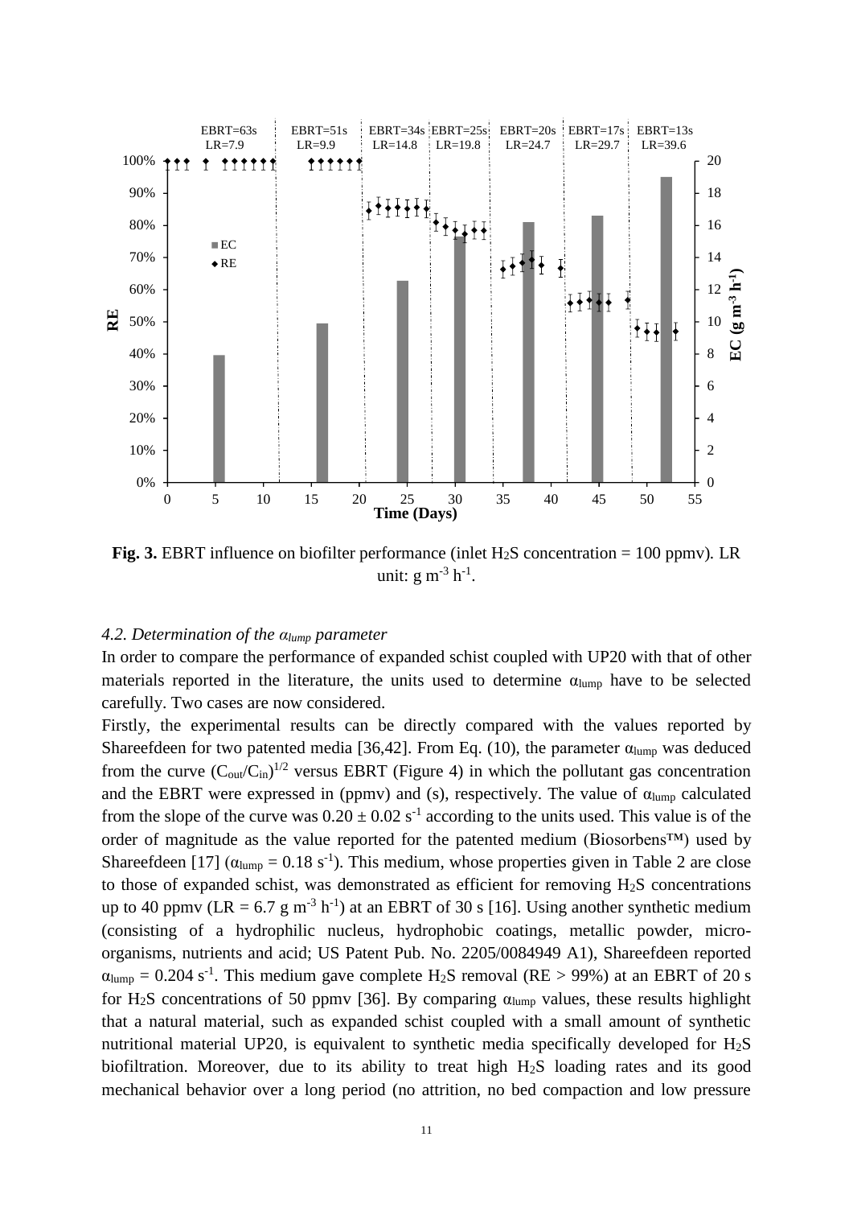**Fig. 3.** EBRT influence on biofilter performance (inlet $H_2S$ concentration = 100 ppmv). LR unit: g m$^{-3}$ h$^{-1}$.

### *4.2. Determination of the $\alpha_{lump}$ parameter*

In order to compare the performance of expanded schist coupled with UP20 with that of other materials reported in the literature, the units used to determine $\alpha_{lump}$ have to be selected carefully. Two cases are now considered.

Firstly, the experimental results can be directly compared with the values reported by Shareefdeen for two patented media [36,42]. From Eq. (10), the parameter $\alpha_{lump}$ was deduced from the curve $(C_{out}/C_{in})^{1/2}$ versus EBRT (Figure 4) in which the pollutant gas concentration and the EBRT were expressed in (ppmv) and (s), respectively. The value of $\alpha_{lump}$ calculated from the slope of the curve was $0.20 \pm 0.02$ s$^{-1}$ according to the units used. This value is of the order of magnitude as the value reported for the patented medium (Biosorbens™) used by Shareefdeen [17] ($\alpha_{lump} = 0.18$ s$^{-1}$). This medium, whose properties given in Table 2 are close to those of expanded schist, was demonstrated as efficient for removing $H_2S$ concentrations up to 40 ppmv (LR = 6.7 g m$^{-3}$ h$^{-1}$) at an EBRT of 30 s [16]. Using another synthetic medium (consisting of a hydrophilic nucleus, hydrophobic coatings, metallic powder, micro-organisms, nutrients and acid; US Patent Pub. No. 2205/0084949 A1), Shareefdeen reported $\alpha_{lump} = 0.204$ s$^{-1}$. This medium gave complete $H_2S$ removal (RE > 99%) at an EBRT of 20 s for $H_2S$ concentrations of 50 ppmv [36]. By comparing $\alpha_{lump}$ values, these results highlight that a natural material, such as expanded schist coupled with a small amount of synthetic nutritional material UP20, is equivalent to synthetic media specifically developed for $H_2S$ biofiltration. Moreover, due to its ability to treat high $H_2S$ loading rates and its good mechanical behavior over a long period (no attrition, no bed compaction and low pressure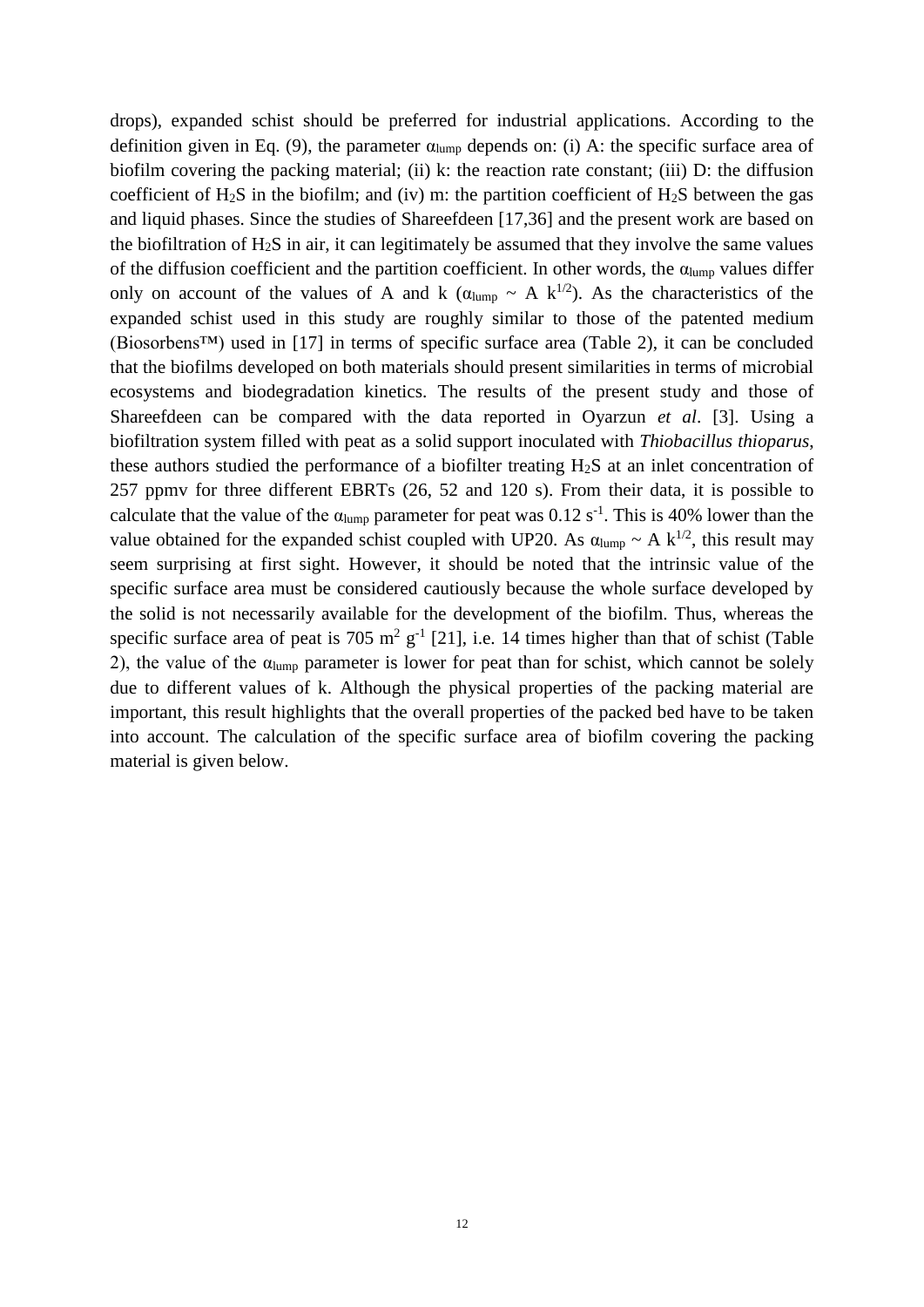drops), expanded schist should be preferred for industrial applications. According to the definition given in Eq. (9), the parameter $\alpha_{lump}$ depends on: (i) A: the specific surface area of biofilm covering the packing material; (ii) k: the reaction rate constant; (iii) D: the diffusion coefficient of $H_2S$ in the biofilm; and (iv) m: the partition coefficient of $H_2S$ between the gas and liquid phases. Since the studies of Shareefdeen [17,36] and the present work are based on the biofiltration of $H_2S$ in air, it can legitimately be assumed that they involve the same values of the diffusion coefficient and the partition coefficient. In other words, the $\alpha_{lump}$ values differ only on account of the values of A and k ($\alpha_{lump} \sim A\ k^{1/2}$). As the characteristics of the expanded schist used in this study are roughly similar to those of the patented medium (Biosorbens™) used in [17] in terms of specific surface area (Table 2), it can be concluded that the biofilms developed on both materials should present similarities in terms of microbial ecosystems and biodegradation kinetics. The results of the present study and those of Shareefdeen can be compared with the data reported in Oyarzun *et al*. [3]. Using a biofiltration system filled with peat as a solid support inoculated with *Thiobacillus thioparus*, these authors studied the performance of a biofilter treating $H_2S$ at an inlet concentration of 257 ppmv for three different EBRTs (26, 52 and 120 s). From their data, it is possible to calculate that the value of the $\alpha_{lump}$ parameter for peat was 0.12 $s^{-1}$. This is 40% lower than the value obtained for the expanded schist coupled with UP20. As $\alpha_{lump} \sim A\ k^{1/2}$, this result may seem surprising at first sight. However, it should be noted that the intrinsic value of the specific surface area must be considered cautiously because the whole surface developed by the solid is not necessarily available for the development of the biofilm. Thus, whereas the specific surface area of peat is 705 $m^2\ g^{-1}$ [21], i.e. 14 times higher than that of schist (Table 2), the value of the $\alpha_{lump}$ parameter is lower for peat than for schist, which cannot be solely due to different values of k. Although the physical properties of the packing material are important, this result highlights that the overall properties of the packed bed have to be taken into account. The calculation of the specific surface area of biofilm covering the packing material is given below.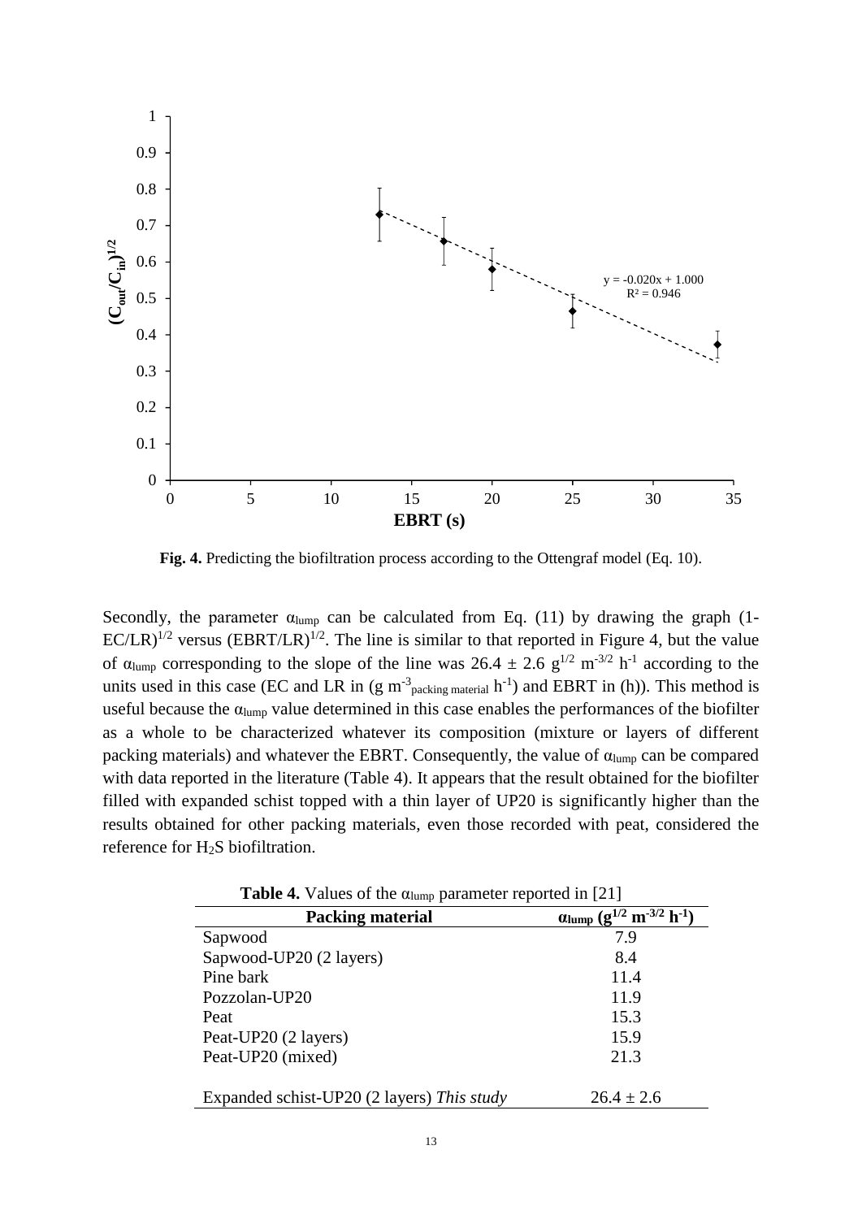**Fig. 4.** Predicting the biofiltration process according to the Ottengraf model (Eq. 10).

Secondly, the parameter $\alpha_{lump}$ can be calculated from Eq. (11) by drawing the graph $(1-EC/LR)^{1/2}$ versus $(EBRT/LR)^{1/2}$. The line is similar to that reported in Figure 4, but the value of $\alpha_{lump}$ corresponding to the slope of the line was $26.4 \pm 2.6$ $g^{1/2}$ $m^{-3/2}$ $h^{-1}$ according to the units used in this case (EC and LR in ($g$ $m^{-3}_{packing\ material}$ $h^{-1}$) and EBRT in (h)). This method is useful because the $\alpha_{lump}$ value determined in this case enables the performances of the biofilter as a whole to be characterized whatever its composition (mixture or layers of different packing materials) and whatever the EBRT. Consequently, the value of $\alpha_{lump}$ can be compared with data reported in the literature (Table 4). It appears that the result obtained for the biofilter filled with expanded schist topped with a thin layer of UP20 is significantly higher than the results obtained for other packing materials, even those recorded with peat, considered the reference for $H_2S$ biofiltration.

**Table 4.** Values of the $\alpha_{lump}$ parameter reported in [21]

| Packing material | $\alpha_{lump}$ ($g^{1/2}$ $m^{-3/2}$ $h^{-1}$) |
|---|---|
| Sapwood | 7.9 |
| Sapwood-UP20 (2 layers) | 8.4 |
| Pine bark | 11.4 |
| Pozzolan-UP20 | 11.9 |
| Peat | 15.3 |
| Peat-UP20 (2 layers) | 15.9 |
| Peat-UP20 (mixed) | 21.3 |
| Expanded schist-UP20 (2 layers) *This study* | $26.4 \pm 2.6$ |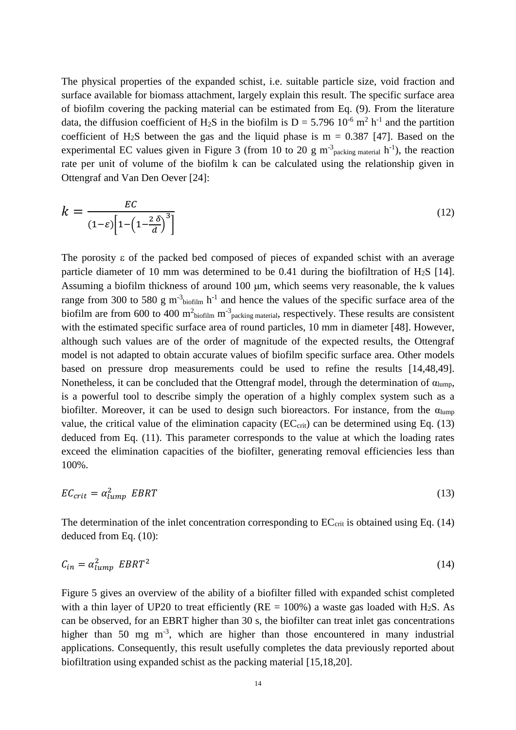The physical properties of the expanded schist, i.e. suitable particle size, void fraction and surface available for biomass attachment, largely explain this result. The specific surface area of biofilm covering the packing material can be estimated from Eq. (9). From the literature data, the diffusion coefficient of $H_2S$ in the biofilm is D = 5.796 $10^{-6}$ $m^2$ $h^{-1}$ and the partition coefficient of $H_2S$ between the gas and the liquid phase is m = 0.387 [47]. Based on the experimental EC values given in Figure 3 (from 10 to 20 g $m^{-3}_{packing\ material}$ $h^{-1}$), the reaction rate per unit of volume of the biofilm k can be calculated using the relationship given in Ottengraf and Van Den Oever [24]:

$$k = \frac{EC}{(1-\varepsilon)\left[1-\left(1-\frac{2\,\delta}{d}\right)^3\right]} \tag{12}$$

The porosity ε of the packed bed composed of pieces of expanded schist with an average particle diameter of 10 mm was determined to be 0.41 during the biofiltration of $H_2S$ [14]. Assuming a biofilm thickness of around 100 μm, which seems very reasonable, the k values range from 300 to 580 g $m^{-3}_{biofilm}$ $h^{-1}$ and hence the values of the specific surface area of the biofilm are from 600 to 400 $m^2_{biofilm}$ $m^{-3}_{packing\ material}$, respectively. These results are consistent with the estimated specific surface area of round particles, 10 mm in diameter [48]. However, although such values are of the order of magnitude of the expected results, the Ottengraf model is not adapted to obtain accurate values of biofilm specific surface area. Other models based on pressure drop measurements could be used to refine the results [14,48,49]. Nonetheless, it can be concluded that the Ottengraf model, through the determination of $\alpha_{lump}$, is a powerful tool to describe simply the operation of a highly complex system such as a biofilter. Moreover, it can be used to design such bioreactors. For instance, from the $\alpha_{lump}$ value, the critical value of the elimination capacity ($EC_{crit}$) can be determined using Eq. (13) deduced from Eq. (11). This parameter corresponds to the value at which the loading rates exceed the elimination capacities of the biofilter, generating removal efficiencies less than 100%.

$$EC_{crit} = \alpha_{lump}^2\ EBRT \tag{13}$$

The determination of the inlet concentration corresponding to $EC_{crit}$ is obtained using Eq. (14) deduced from Eq. (10):

$$C_{in} = \alpha_{lump}^2\ EBRT^2 \tag{14}$$

Figure 5 gives an overview of the ability of a biofilter filled with expanded schist completed with a thin layer of UP20 to treat efficiently (RE = 100%) a waste gas loaded with $H_2S$. As can be observed, for an EBRT higher than 30 s, the biofilter can treat inlet gas concentrations higher than 50 mg $m^{-3}$, which are higher than those encountered in many industrial applications. Consequently, this result usefully completes the data previously reported about biofiltration using expanded schist as the packing material [15,18,20].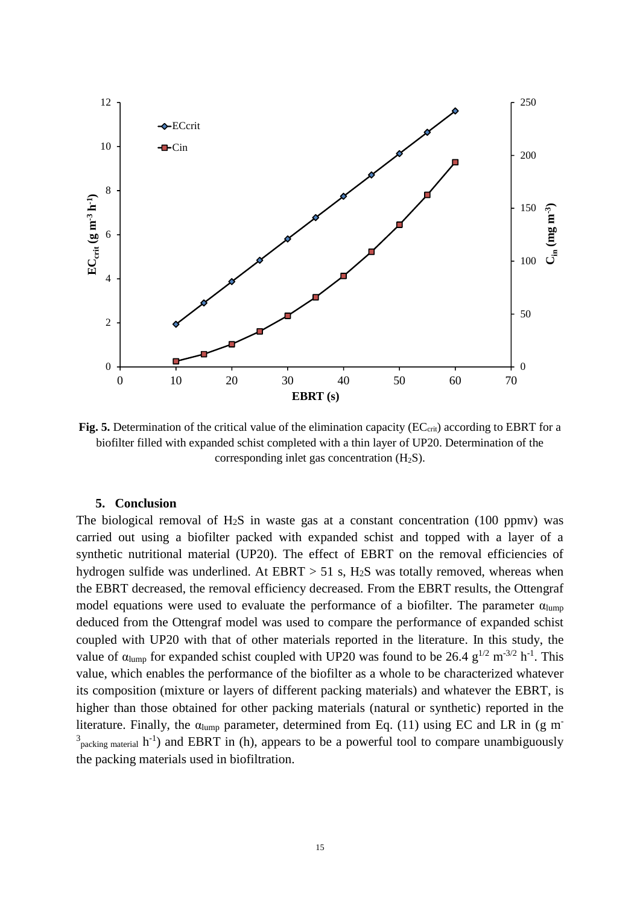**Fig. 5.** Determination of the critical value of the elimination capacity ($EC_{crit}$) according to EBRT for a biofilter filled with expanded schist completed with a thin layer of UP20. Determination of the corresponding inlet gas concentration ($H_2S$).

## 5. Conclusion

The biological removal of $H_2S$ in waste gas at a constant concentration (100 ppmv) was carried out using a biofilter packed with expanded schist and topped with a layer of a synthetic nutritional material (UP20). The effect of EBRT on the removal efficiencies of hydrogen sulfide was underlined. At EBRT > 51 s, $H_2S$ was totally removed, whereas when the EBRT decreased, the removal efficiency decreased. From the EBRT results, the Ottengraf model equations were used to evaluate the performance of a biofilter. The parameter $\alpha_{lump}$ deduced from the Ottengraf model was used to compare the performance of expanded schist coupled with UP20 with that of other materials reported in the literature. In this study, the value of $\alpha_{lump}$ for expanded schist coupled with UP20 was found to be 26.4 $g^{1/2}$ $m^{-3/2}$ $h^{-1}$. This value, which enables the performance of the biofilter as a whole to be characterized whatever its composition (mixture or layers of different packing materials) and whatever the EBRT, is higher than those obtained for other packing materials (natural or synthetic) reported in the literature. Finally, the $\alpha_{lump}$ parameter, determined from Eq. (11) using EC and LR in (g $m^{-3}_{packing\ material}$ $h^{-1}$) and EBRT in (h), appears to be a powerful tool to compare unambiguously the packing materials used in biofiltration.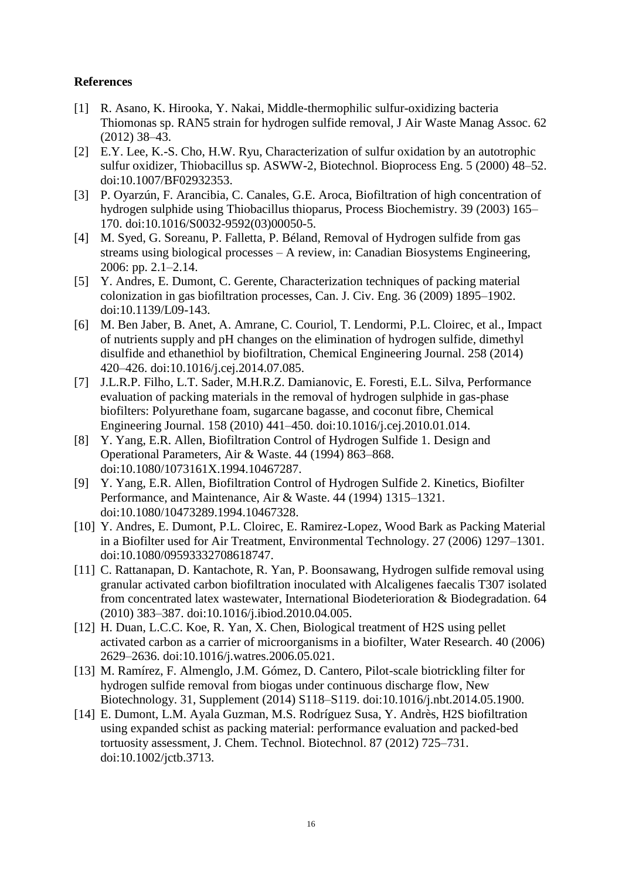## References

[1] R. Asano, K. Hirooka, Y. Nakai, Middle-thermophilic sulfur-oxidizing bacteria Thiomonas sp. RAN5 strain for hydrogen sulfide removal, J Air Waste Manag Assoc. 62 (2012) 38–43.

[2] E.Y. Lee, K.-S. Cho, H.W. Ryu, Characterization of sulfur oxidation by an autotrophic sulfur oxidizer, Thiobacillus sp. ASWW-2, Biotechnol. Bioprocess Eng. 5 (2000) 48–52. doi:10.1007/BF02932353.

[3] P. Oyarzún, F. Arancibia, C. Canales, G.E. Aroca, Biofiltration of high concentration of hydrogen sulphide using Thiobacillus thioparus, Process Biochemistry. 39 (2003) 165–170. doi:10.1016/S0032-9592(03)00050-5.

[4] M. Syed, G. Soreanu, P. Falletta, P. Béland, Removal of Hydrogen sulfide from gas streams using biological processes – A review, in: Canadian Biosystems Engineering, 2006: pp. 2.1–2.14.

[5] Y. Andres, E. Dumont, C. Gerente, Characterization techniques of packing material colonization in gas biofiltration processes, Can. J. Civ. Eng. 36 (2009) 1895–1902. doi:10.1139/L09-143.

[6] M. Ben Jaber, B. Anet, A. Amrane, C. Couriol, T. Lendormi, P.L. Cloirec, et al., Impact of nutrients supply and pH changes on the elimination of hydrogen sulfide, dimethyl disulfide and ethanethiol by biofiltration, Chemical Engineering Journal. 258 (2014) 420–426. doi:10.1016/j.cej.2014.07.085.

[7] J.L.R.P. Filho, L.T. Sader, M.H.R.Z. Damianovic, E. Foresti, E.L. Silva, Performance evaluation of packing materials in the removal of hydrogen sulphide in gas-phase biofilters: Polyurethane foam, sugarcane bagasse, and coconut fibre, Chemical Engineering Journal. 158 (2010) 441–450. doi:10.1016/j.cej.2010.01.014.

[8] Y. Yang, E.R. Allen, Biofiltration Control of Hydrogen Sulfide 1. Design and Operational Parameters, Air & Waste. 44 (1994) 863–868. doi:10.1080/1073161X.1994.10467287.

[9] Y. Yang, E.R. Allen, Biofiltration Control of Hydrogen Sulfide 2. Kinetics, Biofilter Performance, and Maintenance, Air & Waste. 44 (1994) 1315–1321. doi:10.1080/10473289.1994.10467328.

[10] Y. Andres, E. Dumont, P.L. Cloirec, E. Ramirez-Lopez, Wood Bark as Packing Material in a Biofilter used for Air Treatment, Environmental Technology. 27 (2006) 1297–1301. doi:10.1080/09593332708618747.

[11] C. Rattanapan, D. Kantachote, R. Yan, P. Boonsawang, Hydrogen sulfide removal using granular activated carbon biofiltration inoculated with Alcaligenes faecalis T307 isolated from concentrated latex wastewater, International Biodeterioration & Biodegradation. 64 (2010) 383–387. doi:10.1016/j.ibiod.2010.04.005.

[12] H. Duan, L.C.C. Koe, R. Yan, X. Chen, Biological treatment of H2S using pellet activated carbon as a carrier of microorganisms in a biofilter, Water Research. 40 (2006) 2629–2636. doi:10.1016/j.watres.2006.05.021.

[13] M. Ramírez, F. Almenglo, J.M. Gómez, D. Cantero, Pilot-scale biotrickling filter for hydrogen sulfide removal from biogas under continuous discharge flow, New Biotechnology. 31, Supplement (2014) S118–S119. doi:10.1016/j.nbt.2014.05.1900.

[14] E. Dumont, L.M. Ayala Guzman, M.S. Rodríguez Susa, Y. Andrès, H2S biofiltration using expanded schist as packing material: performance evaluation and packed-bed tortuosity assessment, J. Chem. Technol. Biotechnol. 87 (2012) 725–731. doi:10.1002/jctb.3713.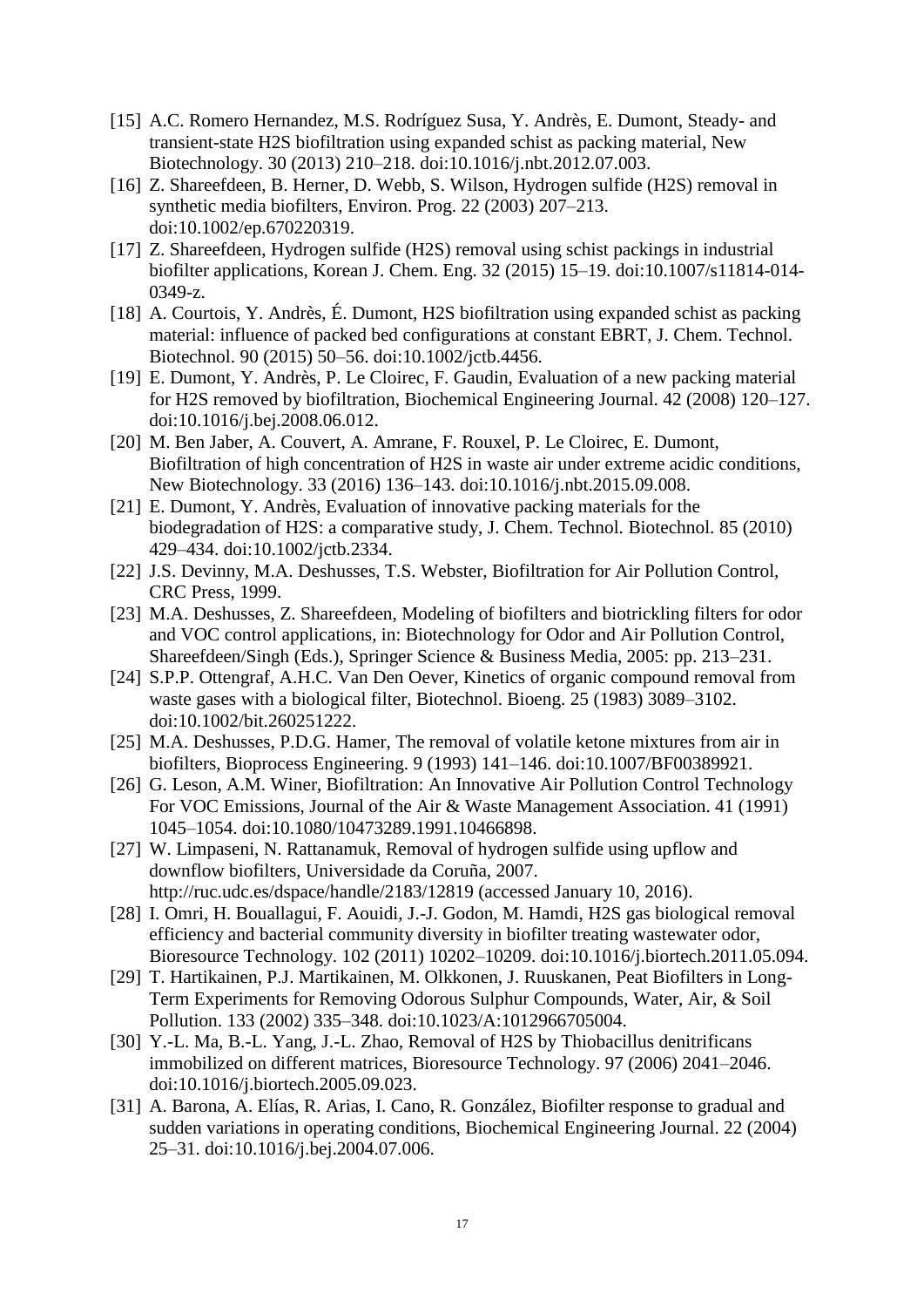[15] A.C. Romero Hernandez, M.S. Rodríguez Susa, Y. Andrès, E. Dumont, Steady- and transient-state H2S biofiltration using expanded schist as packing material, New Biotechnology. 30 (2013) 210–218. doi:10.1016/j.nbt.2012.07.003.

[16] Z. Shareefdeen, B. Herner, D. Webb, S. Wilson, Hydrogen sulfide (H2S) removal in synthetic media biofilters, Environ. Prog. 22 (2003) 207–213. doi:10.1002/ep.670220319.

[17] Z. Shareefdeen, Hydrogen sulfide (H2S) removal using schist packings in industrial biofilter applications, Korean J. Chem. Eng. 32 (2015) 15–19. doi:10.1007/s11814-014-0349-z.

[18] A. Courtois, Y. Andrès, É. Dumont, H2S biofiltration using expanded schist as packing material: influence of packed bed configurations at constant EBRT, J. Chem. Technol. Biotechnol. 90 (2015) 50–56. doi:10.1002/jctb.4456.

[19] E. Dumont, Y. Andrès, P. Le Cloirec, F. Gaudin, Evaluation of a new packing material for H2S removed by biofiltration, Biochemical Engineering Journal. 42 (2008) 120–127. doi:10.1016/j.bej.2008.06.012.

[20] M. Ben Jaber, A. Couvert, A. Amrane, F. Rouxel, P. Le Cloirec, E. Dumont, Biofiltration of high concentration of H2S in waste air under extreme acidic conditions, New Biotechnology. 33 (2016) 136–143. doi:10.1016/j.nbt.2015.09.008.

[21] E. Dumont, Y. Andrès, Evaluation of innovative packing materials for the biodegradation of H2S: a comparative study, J. Chem. Technol. Biotechnol. 85 (2010) 429–434. doi:10.1002/jctb.2334.

[22] J.S. Devinny, M.A. Deshusses, T.S. Webster, Biofiltration for Air Pollution Control, CRC Press, 1999.

[23] M.A. Deshusses, Z. Shareefdeen, Modeling of biofilters and biotrickling filters for odor and VOC control applications, in: Biotechnology for Odor and Air Pollution Control, Shareefdeen/Singh (Eds.), Springer Science & Business Media, 2005: pp. 213–231.

[24] S.P.P. Ottengraf, A.H.C. Van Den Oever, Kinetics of organic compound removal from waste gases with a biological filter, Biotechnol. Bioeng. 25 (1983) 3089–3102. doi:10.1002/bit.260251222.

[25] M.A. Deshusses, P.D.G. Hamer, The removal of volatile ketone mixtures from air in biofilters, Bioprocess Engineering. 9 (1993) 141–146. doi:10.1007/BF00389921.

[26] G. Leson, A.M. Winer, Biofiltration: An Innovative Air Pollution Control Technology For VOC Emissions, Journal of the Air & Waste Management Association. 41 (1991) 1045–1054. doi:10.1080/10473289.1991.10466898.

[27] W. Limpaseni, N. Rattanamuk, Removal of hydrogen sulfide using upflow and downflow biofilters, Universidade da Coruña, 2007. http://ruc.udc.es/dspace/handle/2183/12819 (accessed January 10, 2016).

[28] I. Omri, H. Bouallagui, F. Aouidi, J.-J. Godon, M. Hamdi, H2S gas biological removal efficiency and bacterial community diversity in biofilter treating wastewater odor, Bioresource Technology. 102 (2011) 10202–10209. doi:10.1016/j.biortech.2011.05.094.

[29] T. Hartikainen, P.J. Martikainen, M. Olkkonen, J. Ruuskanen, Peat Biofilters in Long-Term Experiments for Removing Odorous Sulphur Compounds, Water, Air, & Soil Pollution. 133 (2002) 335–348. doi:10.1023/A:1012966705004.

[30] Y.-L. Ma, B.-L. Yang, J.-L. Zhao, Removal of H2S by Thiobacillus denitrificans immobilized on different matrices, Bioresource Technology. 97 (2006) 2041–2046. doi:10.1016/j.biortech.2005.09.023.

[31] A. Barona, A. Elías, R. Arias, I. Cano, R. González, Biofilter response to gradual and sudden variations in operating conditions, Biochemical Engineering Journal. 22 (2004) 25–31. doi:10.1016/j.bej.2004.07.006.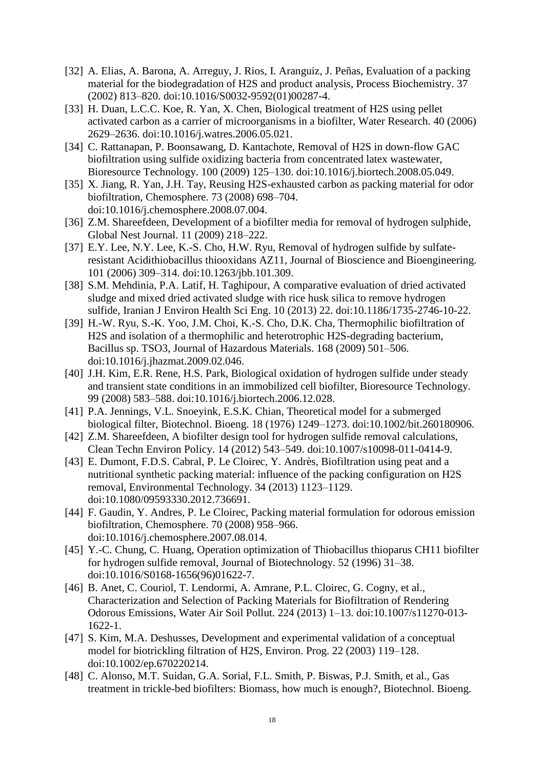[32] A. Elias, A. Barona, A. Arreguy, J. Rios, I. Aranguiz, J. Peñas, Evaluation of a packing material for the biodegradation of H2S and product analysis, Process Biochemistry. 37 (2002) 813–820. doi:10.1016/S0032-9592(01)00287-4.

[33] H. Duan, L.C.C. Koe, R. Yan, X. Chen, Biological treatment of H2S using pellet activated carbon as a carrier of microorganisms in a biofilter, Water Research. 40 (2006) 2629–2636. doi:10.1016/j.watres.2006.05.021.

[34] C. Rattanapan, P. Boonsawang, D. Kantachote, Removal of H2S in down-flow GAC biofiltration using sulfide oxidizing bacteria from concentrated latex wastewater, Bioresource Technology. 100 (2009) 125–130. doi:10.1016/j.biortech.2008.05.049.

[35] X. Jiang, R. Yan, J.H. Tay, Reusing H2S-exhausted carbon as packing material for odor biofiltration, Chemosphere. 73 (2008) 698–704. doi:10.1016/j.chemosphere.2008.07.004.

[36] Z.M. Shareefdeen, Development of a biofilter media for removal of hydrogen sulphide, Global Nest Journal. 11 (2009) 218–222.

[37] E.Y. Lee, N.Y. Lee, K.-S. Cho, H.W. Ryu, Removal of hydrogen sulfide by sulfate-resistant Acidithiobacillus thiooxidans AZ11, Journal of Bioscience and Bioengineering. 101 (2006) 309–314. doi:10.1263/jbb.101.309.

[38] S.M. Mehdinia, P.A. Latif, H. Taghipour, A comparative evaluation of dried activated sludge and mixed dried activated sludge with rice husk silica to remove hydrogen sulfide, Iranian J Environ Health Sci Eng. 10 (2013) 22. doi:10.1186/1735-2746-10-22.

[39] H.-W. Ryu, S.-K. Yoo, J.M. Choi, K.-S. Cho, D.K. Cha, Thermophilic biofiltration of H2S and isolation of a thermophilic and heterotrophic H2S-degrading bacterium, Bacillus sp. TSO3, Journal of Hazardous Materials. 168 (2009) 501–506. doi:10.1016/j.jhazmat.2009.02.046.

[40] J.H. Kim, E.R. Rene, H.S. Park, Biological oxidation of hydrogen sulfide under steady and transient state conditions in an immobilized cell biofilter, Bioresource Technology. 99 (2008) 583–588. doi:10.1016/j.biortech.2006.12.028.

[41] P.A. Jennings, V.L. Snoeyink, E.S.K. Chian, Theoretical model for a submerged biological filter, Biotechnol. Bioeng. 18 (1976) 1249–1273. doi:10.1002/bit.260180906.

[42] Z.M. Shareefdeen, A biofilter design tool for hydrogen sulfide removal calculations, Clean Techn Environ Policy. 14 (2012) 543–549. doi:10.1007/s10098-011-0414-9.

[43] E. Dumont, F.D.S. Cabral, P. Le Cloirec, Y. Andrès, Biofiltration using peat and a nutritional synthetic packing material: influence of the packing configuration on H2S removal, Environmental Technology. 34 (2013) 1123–1129. doi:10.1080/09593330.2012.736691.

[44] F. Gaudin, Y. Andres, P. Le Cloirec, Packing material formulation for odorous emission biofiltration, Chemosphere. 70 (2008) 958–966. doi:10.1016/j.chemosphere.2007.08.014.

[45] Y.-C. Chung, C. Huang, Operation optimization of Thiobacillus thioparus CH11 biofilter for hydrogen sulfide removal, Journal of Biotechnology. 52 (1996) 31–38. doi:10.1016/S0168-1656(96)01622-7.

[46] B. Anet, C. Couriol, T. Lendormi, A. Amrane, P.L. Cloirec, G. Cogny, et al., Characterization and Selection of Packing Materials for Biofiltration of Rendering Odorous Emissions, Water Air Soil Pollut. 224 (2013) 1–13. doi:10.1007/s11270-013-1622-1.

[47] S. Kim, M.A. Deshusses, Development and experimental validation of a conceptual model for biotrickling filtration of H2S, Environ. Prog. 22 (2003) 119–128. doi:10.1002/ep.670220214.

[48] C. Alonso, M.T. Suidan, G.A. Sorial, F.L. Smith, P. Biswas, P.J. Smith, et al., Gas treatment in trickle-bed biofilters: Biomass, how much is enough?, Biotechnol. Bioeng.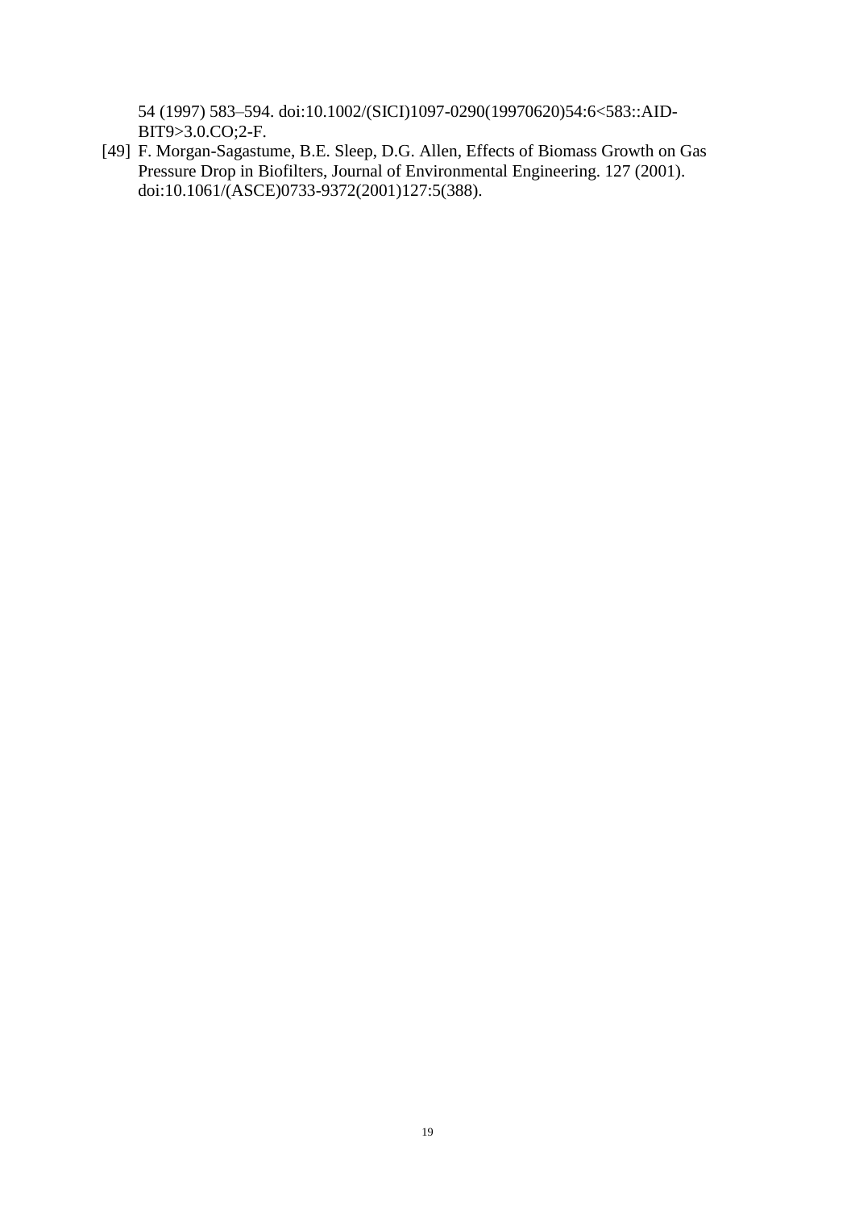54 (1997) 583–594. doi:10.1002/(SICI)1097-0290(19970620)54:6<583::AID-BIT9>3.0.CO;2-F.

[49] F. Morgan-Sagastume, B.E. Sleep, D.G. Allen, Effects of Biomass Growth on Gas Pressure Drop in Biofilters, Journal of Environmental Engineering. 127 (2001). doi:10.1061/(ASCE)0733-9372(2001)127:5(388).